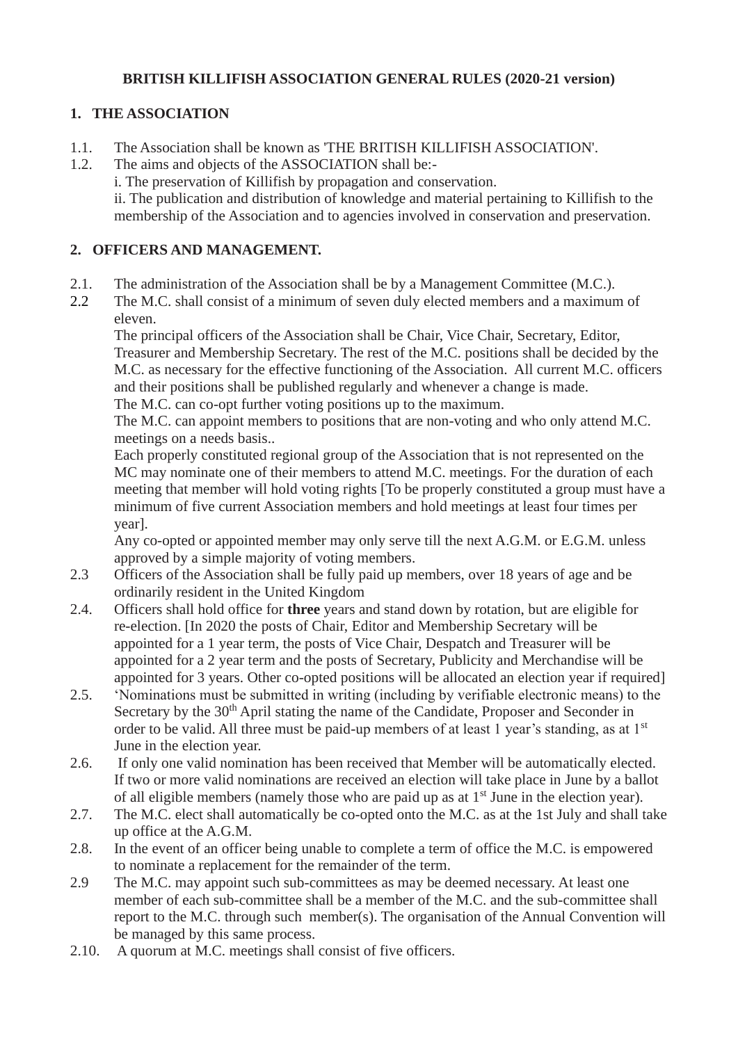**BRITISH KILLIFISH ASSOCIATION GENERAL RULES (2020-21 version)**

## 1. THE ASSOCIATION

1.1. The Association shall be known as 'THE BRITISH KILLIFISH ASSOCIATION'.

1.2. The aims and objects of the ASSOCIATION shall be:-
i. The preservation of Killifish by propagation and conservation.
ii. The publication and distribution of knowledge and material pertaining to Killifish to the membership of the Association and to agencies involved in conservation and preservation.

## 2. OFFICERS AND MANAGEMENT.

2.1. The administration of the Association shall be by a Management Committee (M.C.).

2.2 The M.C. shall consist of a minimum of seven duly elected members and a maximum of eleven.
The principal officers of the Association shall be Chair, Vice Chair, Secretary, Editor, Treasurer and Membership Secretary. The rest of the M.C. positions shall be decided by the M.C. as necessary for the effective functioning of the Association. All current M.C. officers and their positions shall be published regularly and whenever a change is made.
The M.C. can co-opt further voting positions up to the maximum.
The M.C. can appoint members to positions that are non-voting and who only attend M.C. meetings on a needs basis..
Each properly constituted regional group of the Association that is not represented on the MC may nominate one of their members to attend M.C. meetings. For the duration of each meeting that member will hold voting rights [To be properly constituted a group must have a minimum of five current Association members and hold meetings at least four times per year].
Any co-opted or appointed member may only serve till the next A.G.M. or E.G.M. unless approved by a simple majority of voting members.

2.3 Officers of the Association shall be fully paid up members, over 18 years of age and be ordinarily resident in the United Kingdom

2.4. Officers shall hold office for **three** years and stand down by rotation, but are eligible for re-election. [In 2020 the posts of Chair, Editor and Membership Secretary will be appointed for a 1 year term, the posts of Vice Chair, Despatch and Treasurer will be appointed for a 2 year term and the posts of Secretary, Publicity and Merchandise will be appointed for 3 years. Other co-opted positions will be allocated an election year if required]

2.5. 'Nominations must be submitted in writing (including by verifiable electronic means) to the Secretary by the 30th April stating the name of the Candidate, Proposer and Seconder in order to be valid. All three must be paid-up members of at least 1 year's standing, as at 1st June in the election year.

2.6. If only one valid nomination has been received that Member will be automatically elected. If two or more valid nominations are received an election will take place in June by a ballot of all eligible members (namely those who are paid up as at 1st June in the election year).

2.7. The M.C. elect shall automatically be co-opted onto the M.C. as at the 1st July and shall take up office at the A.G.M.

2.8. In the event of an officer being unable to complete a term of office the M.C. is empowered to nominate a replacement for the remainder of the term.

2.9 The M.C. may appoint such sub-committees as may be deemed necessary. At least one member of each sub-committee shall be a member of the M.C. and the sub-committee shall report to the M.C. through such member(s). The organisation of the Annual Convention will be managed by this same process.

2.10. A quorum at M.C. meetings shall consist of five officers.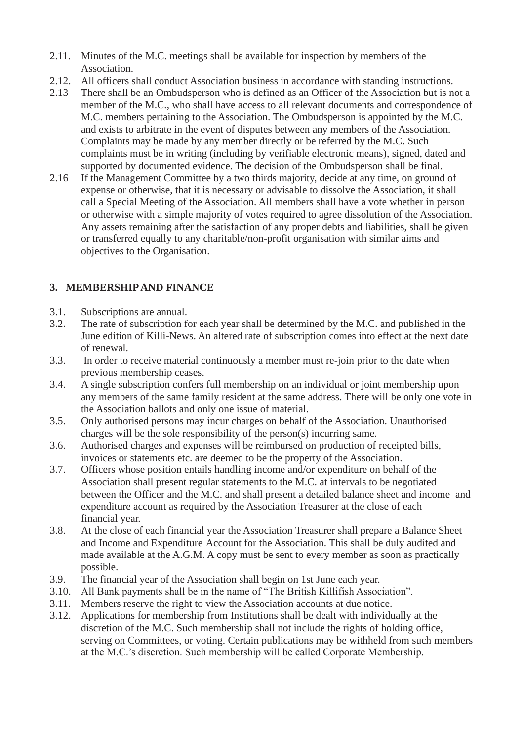2.11. Minutes of the M.C. meetings shall be available for inspection by members of the Association.

2.12. All officers shall conduct Association business in accordance with standing instructions.

2.13 There shall be an Ombudsperson who is defined as an Officer of the Association but is not a member of the M.C., who shall have access to all relevant documents and correspondence of M.C. members pertaining to the Association. The Ombudsperson is appointed by the M.C. and exists to arbitrate in the event of disputes between any members of the Association. Complaints may be made by any member directly or be referred by the M.C. Such complaints must be in writing (including by verifiable electronic means), signed, dated and supported by documented evidence. The decision of the Ombudsperson shall be final.

2.16 If the Management Committee by a two thirds majority, decide at any time, on ground of expense or otherwise, that it is necessary or advisable to dissolve the Association, it shall call a Special Meeting of the Association. All members shall have a vote whether in person or otherwise with a simple majority of votes required to agree dissolution of the Association. Any assets remaining after the satisfaction of any proper debts and liabilities, shall be given or transferred equally to any charitable/non-profit organisation with similar aims and objectives to the Organisation.

## 3. MEMBERSHIP AND FINANCE

3.1. Subscriptions are annual.

3.2. The rate of subscription for each year shall be determined by the M.C. and published in the June edition of Killi-News. An altered rate of subscription comes into effect at the next date of renewal.

3.3. In order to receive material continuously a member must re-join prior to the date when previous membership ceases.

3.4. A single subscription confers full membership on an individual or joint membership upon any members of the same family resident at the same address. There will be only one vote in the Association ballots and only one issue of material.

3.5. Only authorised persons may incur charges on behalf of the Association. Unauthorised charges will be the sole responsibility of the person(s) incurring same.

3.6. Authorised charges and expenses will be reimbursed on production of receipted bills, invoices or statements etc. are deemed to be the property of the Association.

3.7. Officers whose position entails handling income and/or expenditure on behalf of the Association shall present regular statements to the M.C. at intervals to be negotiated between the Officer and the M.C. and shall present a detailed balance sheet and income and expenditure account as required by the Association Treasurer at the close of each financial year.

3.8. At the close of each financial year the Association Treasurer shall prepare a Balance Sheet and Income and Expenditure Account for the Association. This shall be duly audited and made available at the A.G.M. A copy must be sent to every member as soon as practically possible.

3.9. The financial year of the Association shall begin on 1st June each year.

3.10. All Bank payments shall be in the name of "The British Killifish Association".

3.11. Members reserve the right to view the Association accounts at due notice.

3.12. Applications for membership from Institutions shall be dealt with individually at the discretion of the M.C. Such membership shall not include the rights of holding office, serving on Committees, or voting. Certain publications may be withheld from such members at the M.C.'s discretion. Such membership will be called Corporate Membership.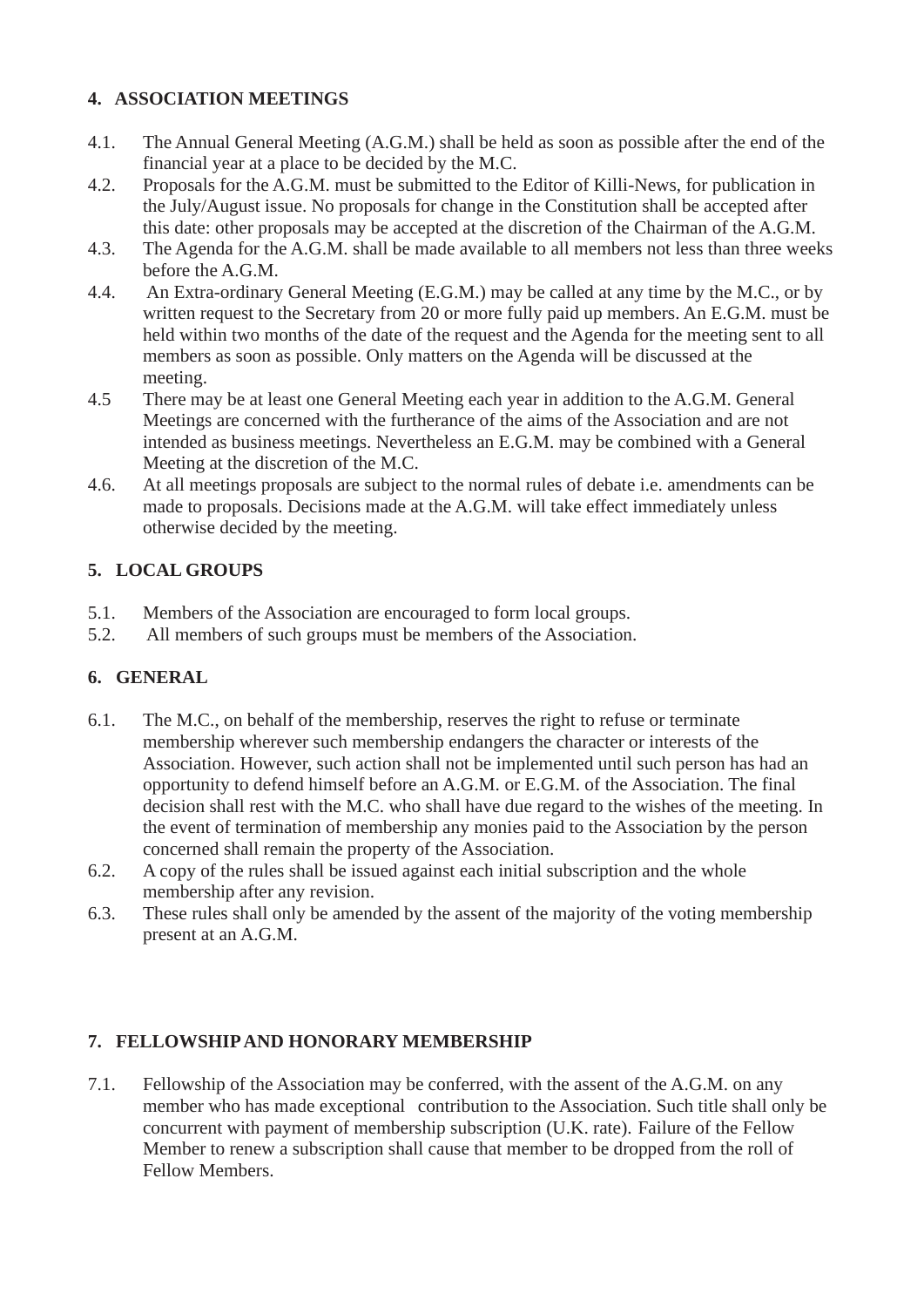## 4. ASSOCIATION MEETINGS

4.1. The Annual General Meeting (A.G.M.) shall be held as soon as possible after the end of the financial year at a place to be decided by the M.C.

4.2. Proposals for the A.G.M. must be submitted to the Editor of Killi-News, for publication in the July/August issue. No proposals for change in the Constitution shall be accepted after this date: other proposals may be accepted at the discretion of the Chairman of the A.G.M.

4.3. The Agenda for the A.G.M. shall be made available to all members not less than three weeks before the A.G.M.

4.4. An Extra-ordinary General Meeting (E.G.M.) may be called at any time by the M.C., or by written request to the Secretary from 20 or more fully paid up members. An E.G.M. must be held within two months of the date of the request and the Agenda for the meeting sent to all members as soon as possible. Only matters on the Agenda will be discussed at the meeting.

4.5 There may be at least one General Meeting each year in addition to the A.G.M. General Meetings are concerned with the furtherance of the aims of the Association and are not intended as business meetings. Nevertheless an E.G.M. may be combined with a General Meeting at the discretion of the M.C.

4.6. At all meetings proposals are subject to the normal rules of debate i.e. amendments can be made to proposals. Decisions made at the A.G.M. will take effect immediately unless otherwise decided by the meeting.

## 5. LOCAL GROUPS

5.1. Members of the Association are encouraged to form local groups.

5.2. All members of such groups must be members of the Association.

## 6. GENERAL

6.1. The M.C., on behalf of the membership, reserves the right to refuse or terminate membership wherever such membership endangers the character or interests of the Association. However, such action shall not be implemented until such person has had an opportunity to defend himself before an A.G.M. or E.G.M. of the Association. The final decision shall rest with the M.C. who shall have due regard to the wishes of the meeting. In the event of termination of membership any monies paid to the Association by the person concerned shall remain the property of the Association.

6.2. A copy of the rules shall be issued against each initial subscription and the whole membership after any revision.

6.3. These rules shall only be amended by the assent of the majority of the voting membership present at an A.G.M.

## 7. FELLOWSHIP AND HONORARY MEMBERSHIP

7.1. Fellowship of the Association may be conferred, with the assent of the A.G.M. on any member who has made exceptional contribution to the Association. Such title shall only be concurrent with payment of membership subscription (U.K. rate). Failure of the Fellow Member to renew a subscription shall cause that member to be dropped from the roll of Fellow Members.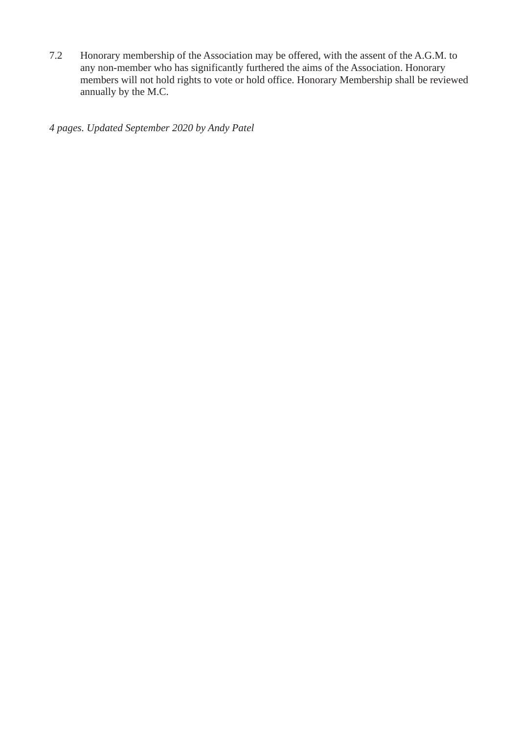7.2 Honorary membership of the Association may be offered, with the assent of the A.G.M. to any non-member who has significantly furthered the aims of the Association. Honorary members will not hold rights to vote or hold office. Honorary Membership shall be reviewed annually by the M.C.

*4 pages. Updated September 2020 by Andy Patel*